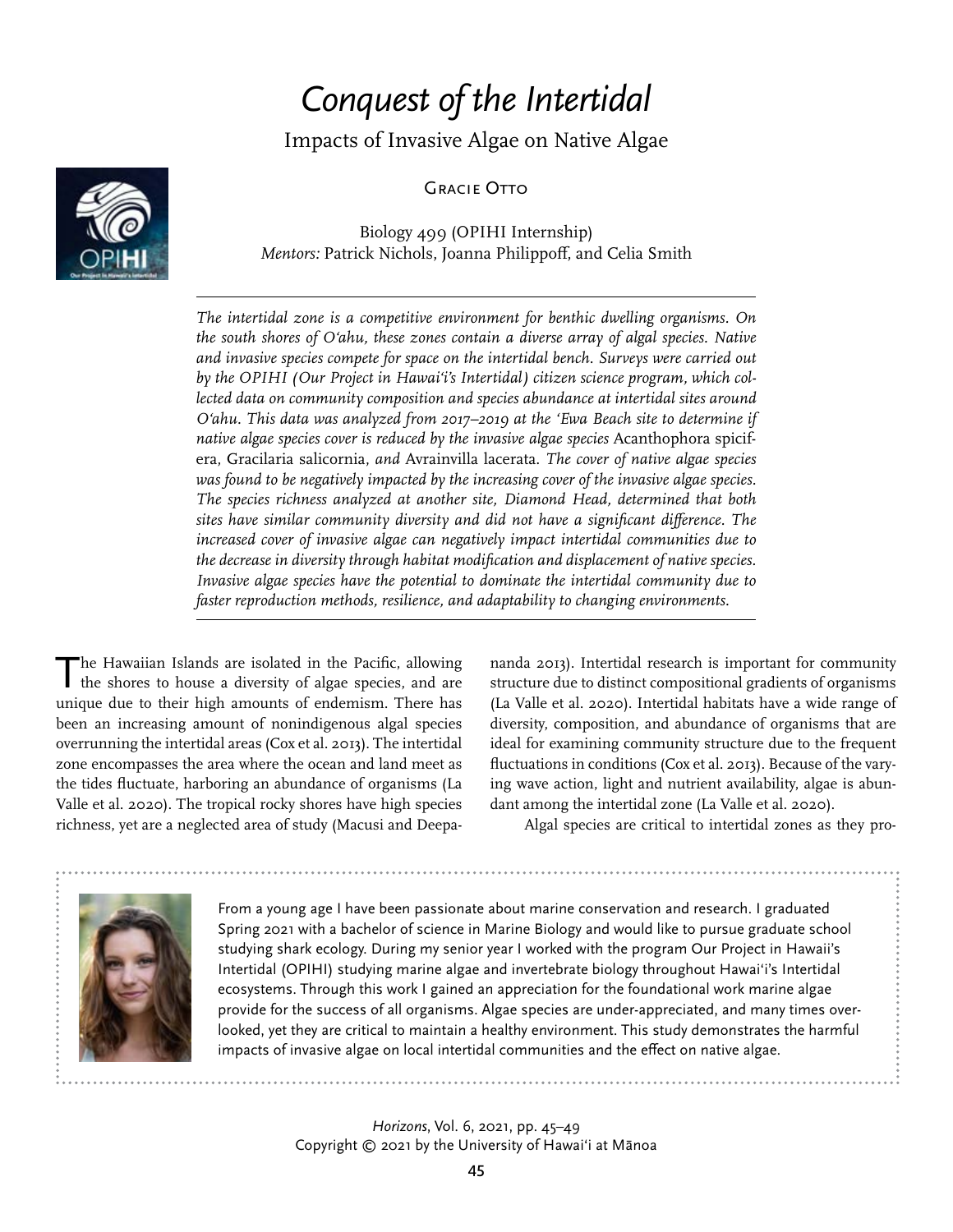# *Conquest of the Intertidal*

Impacts of Invasive Algae on Native Algae

Gracie Otto

Biology 499 (OPIHI Internship)
*Mentors:* Patrick Nichols, Joanna Philippoff, and Celia Smith

*The intertidal zone is a competitive environment for benthic dwelling organisms. On the south shores of O'ahu, these zones contain a diverse array of algal species. Native and invasive species compete for space on the intertidal bench. Surveys were carried out by the OPIHI (Our Project in Hawai'i's Intertidal) citizen science program, which collected data on community composition and species abundance at intertidal sites around O'ahu. This data was analyzed from 2017–2019 at the 'Ewa Beach site to determine if native algae species cover is reduced by the invasive algae species* Acanthophora spicifera, Gracilaria salicornia, *and* Avrainvilla lacerata. *The cover of native algae species was found to be negatively impacted by the increasing cover of the invasive algae species. The species richness analyzed at another site, Diamond Head, determined that both sites have similar community diversity and did not have a significant difference. The increased cover of invasive algae can negatively impact intertidal communities due to the decrease in diversity through habitat modification and displacement of native species. Invasive algae species have the potential to dominate the intertidal community due to faster reproduction methods, resilience, and adaptability to changing environments.*

The Hawaiian Islands are isolated in the Pacific, allowing the shores to house a diversity of algae species, and are unique due to their high amounts of endemism. There has been an increasing amount of nonindigenous algal species overrunning the intertidal areas (Cox et al. 2013). The intertidal zone encompasses the area where the ocean and land meet as the tides fluctuate, harboring an abundance of organisms (La Valle et al. 2020). The tropical rocky shores have high species richness, yet are a neglected area of study (Macusi and Deepananda 2013). Intertidal research is important for community structure due to distinct compositional gradients of organisms (La Valle et al. 2020). Intertidal habitats have a wide range of diversity, composition, and abundance of organisms that are ideal for examining community structure due to the frequent fluctuations in conditions (Cox et al. 2013). Because of the varying wave action, light and nutrient availability, algae is abundant among the intertidal zone (La Valle et al. 2020).

Algal species are critical to intertidal zones as they pro-

From a young age I have been passionate about marine conservation and research. I graduated Spring 2021 with a bachelor of science in Marine Biology and would like to pursue graduate school studying shark ecology. During my senior year I worked with the program Our Project in Hawaii's Intertidal (OPIHI) studying marine algae and invertebrate biology throughout Hawai'i's Intertidal ecosystems. Through this work I gained an appreciation for the foundational work marine algae provide for the success of all organisms. Algae species are under-appreciated, and many times overlooked, yet they are critical to maintain a healthy environment. This study demonstrates the harmful impacts of invasive algae on local intertidal communities and the effect on native algae.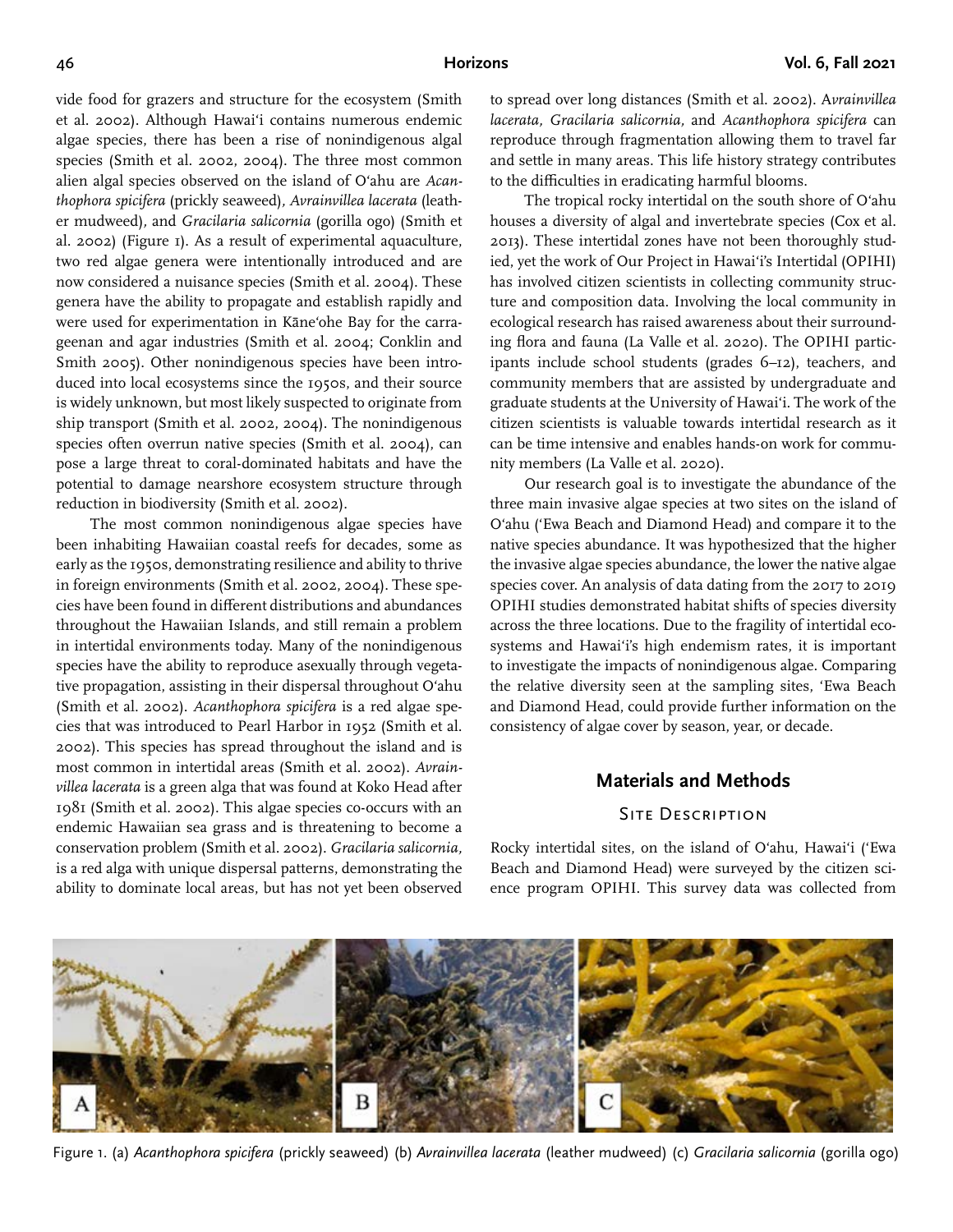vide food for grazers and structure for the ecosystem (Smith et al. 2002). Although Hawai'i contains numerous endemic algae species, there has been a rise of nonindigenous algal species (Smith et al. 2002, 2004). The three most common alien algal species observed on the island of O'ahu are *Acanthophora spicifera* (prickly seaweed), *Avrainvillea lacerata* (leather mudweed), and *Gracilaria salicornia* (gorilla ogo) (Smith et al. 2002) (Figure 1). As a result of experimental aquaculture, two red algae genera were intentionally introduced and are now considered a nuisance species (Smith et al. 2004). These genera have the ability to propagate and establish rapidly and were used for experimentation in Kāne'ohe Bay for the carrageenan and agar industries (Smith et al. 2004; Conklin and Smith 2005). Other nonindigenous species have been introduced into local ecosystems since the 1950s, and their source is widely unknown, but most likely suspected to originate from ship transport (Smith et al. 2002, 2004). The nonindigenous species often overrun native species (Smith et al. 2004), can pose a large threat to coral-dominated habitats and have the potential to damage nearshore ecosystem structure through reduction in biodiversity (Smith et al. 2002).

The most common nonindigenous algae species have been inhabiting Hawaiian coastal reefs for decades, some as early as the 1950s, demonstrating resilience and ability to thrive in foreign environments (Smith et al. 2002, 2004). These species have been found in different distributions and abundances throughout the Hawaiian Islands, and still remain a problem in intertidal environments today. Many of the nonindigenous species have the ability to reproduce asexually through vegetative propagation, assisting in their dispersal throughout O'ahu (Smith et al. 2002). *Acanthophora spicifera* is a red algae species that was introduced to Pearl Harbor in 1952 (Smith et al. 2002). This species has spread throughout the island and is most common in intertidal areas (Smith et al. 2002). *Avrainvillea lacerata* is a green alga that was found at Koko Head after 1981 (Smith et al. 2002). This algae species co-occurs with an endemic Hawaiian sea grass and is threatening to become a conservation problem (Smith et al. 2002). *Gracilaria salicornia*, is a red alga with unique dispersal patterns, demonstrating the ability to dominate local areas, but has not yet been observed to spread over long distances (Smith et al. 2002). *Avrainvillea lacerata, Gracilaria salicornia,* and *Acanthophora spicifera* can reproduce through fragmentation allowing them to travel far and settle in many areas. This life history strategy contributes to the difficulties in eradicating harmful blooms.

The tropical rocky intertidal on the south shore of O'ahu houses a diversity of algal and invertebrate species (Cox et al. 2013). These intertidal zones have not been thoroughly studied, yet the work of Our Project in Hawai'i's Intertidal (OPIHI) has involved citizen scientists in collecting community structure and composition data. Involving the local community in ecological research has raised awareness about their surrounding flora and fauna (La Valle et al. 2020). The OPIHI participants include school students (grades 6–12), teachers, and community members that are assisted by undergraduate and graduate students at the University of Hawai'i. The work of the citizen scientists is valuable towards intertidal research as it can be time intensive and enables hands-on work for community members (La Valle et al. 2020).

Our research goal is to investigate the abundance of the three main invasive algae species at two sites on the island of O'ahu ('Ewa Beach and Diamond Head) and compare it to the native species abundance. It was hypothesized that the higher the invasive algae species abundance, the lower the native algae species cover. An analysis of data dating from the 2017 to 2019 OPIHI studies demonstrated habitat shifts of species diversity across the three locations. Due to the fragility of intertidal ecosystems and Hawai'i's high endemism rates, it is important to investigate the impacts of nonindigenous algae. Comparing the relative diversity seen at the sampling sites, 'Ewa Beach and Diamond Head, could provide further information on the consistency of algae cover by season, year, or decade.

## Materials and Methods

### Site Description

Rocky intertidal sites, on the island of O'ahu, Hawai'i ('Ewa Beach and Diamond Head) were surveyed by the citizen science program OPIHI. This survey data was collected from

Figure 1. (a) *Acanthophora spicifera* (prickly seaweed) (b) *Avrainvillea lacerata* (leather mudweed) (c) *Gracilaria salicornia* (gorilla ogo)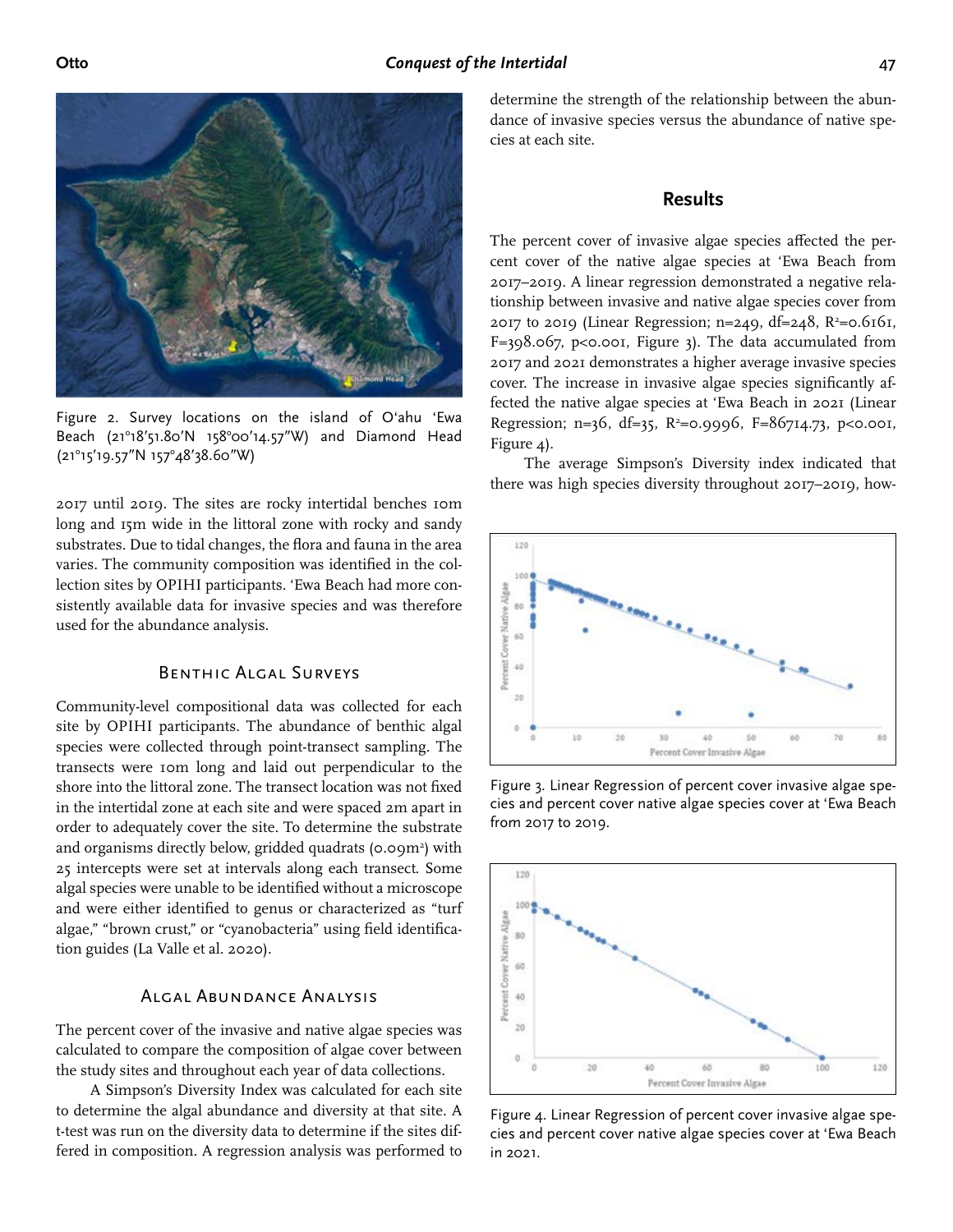Figure 2. Survey locations on the island of O'ahu 'Ewa Beach (21°18'51.80"N 158°00'14.57"W) and Diamond Head (21°15'19.57"N 157°48'38.60"W)

2017 until 2019. The sites are rocky intertidal benches 10m long and 15m wide in the littoral zone with rocky and sandy substrates. Due to tidal changes, the flora and fauna in the area varies. The community composition was identified in the collection sites by OPIHI participants. 'Ewa Beach had more consistently available data for invasive species and was therefore used for the abundance analysis.

### Benthic Algal Surveys

Community-level compositional data was collected for each site by OPIHI participants. The abundance of benthic algal species were collected through point-transect sampling. The transects were 10m long and laid out perpendicular to the shore into the littoral zone. The transect location was not fixed in the intertidal zone at each site and were spaced 2m apart in order to adequately cover the site. To determine the substrate and organisms directly below, gridded quadrats ($0.09m^2$) with 25 intercepts were set at intervals along each transect. Some algal species were unable to be identified without a microscope and were either identified to genus or characterized as "turf algae," "brown crust," or "cyanobacteria" using field identification guides (La Valle et al. 2020).

### Algal Abundance Analysis

The percent cover of the invasive and native algae species was calculated to compare the composition of algae cover between the study sites and throughout each year of data collections.

A Simpson's Diversity Index was calculated for each site to determine the algal abundance and diversity at that site. A t-test was run on the diversity data to determine if the sites differed in composition. A regression analysis was performed to determine the strength of the relationship between the abundance of invasive species versus the abundance of native species at each site.

## Results

The percent cover of invasive algae species affected the percent cover of the native algae species at 'Ewa Beach from 2017–2019. A linear regression demonstrated a negative relationship between invasive and native algae species cover from 2017 to 2019 (Linear Regression; n=249, df=248, $R^2$=0.6161, F=398.067, $p<0.001$, Figure 3). The data accumulated from 2017 and 2021 demonstrates a higher average invasive species cover. The increase in invasive algae species significantly affected the native algae species at 'Ewa Beach in 2021 (Linear Regression; n=36, df=35, $R^2$=0.9996, F=86714.73, $p<0.001$, Figure 4).

The average Simpson's Diversity index indicated that there was high species diversity throughout 2017–2019, how-

Figure 3. Linear Regression of percent cover invasive algae species and percent cover native algae species cover at 'Ewa Beach from 2017 to 2019.

Figure 4. Linear Regression of percent cover invasive algae species and percent cover native algae species cover at 'Ewa Beach in 2021.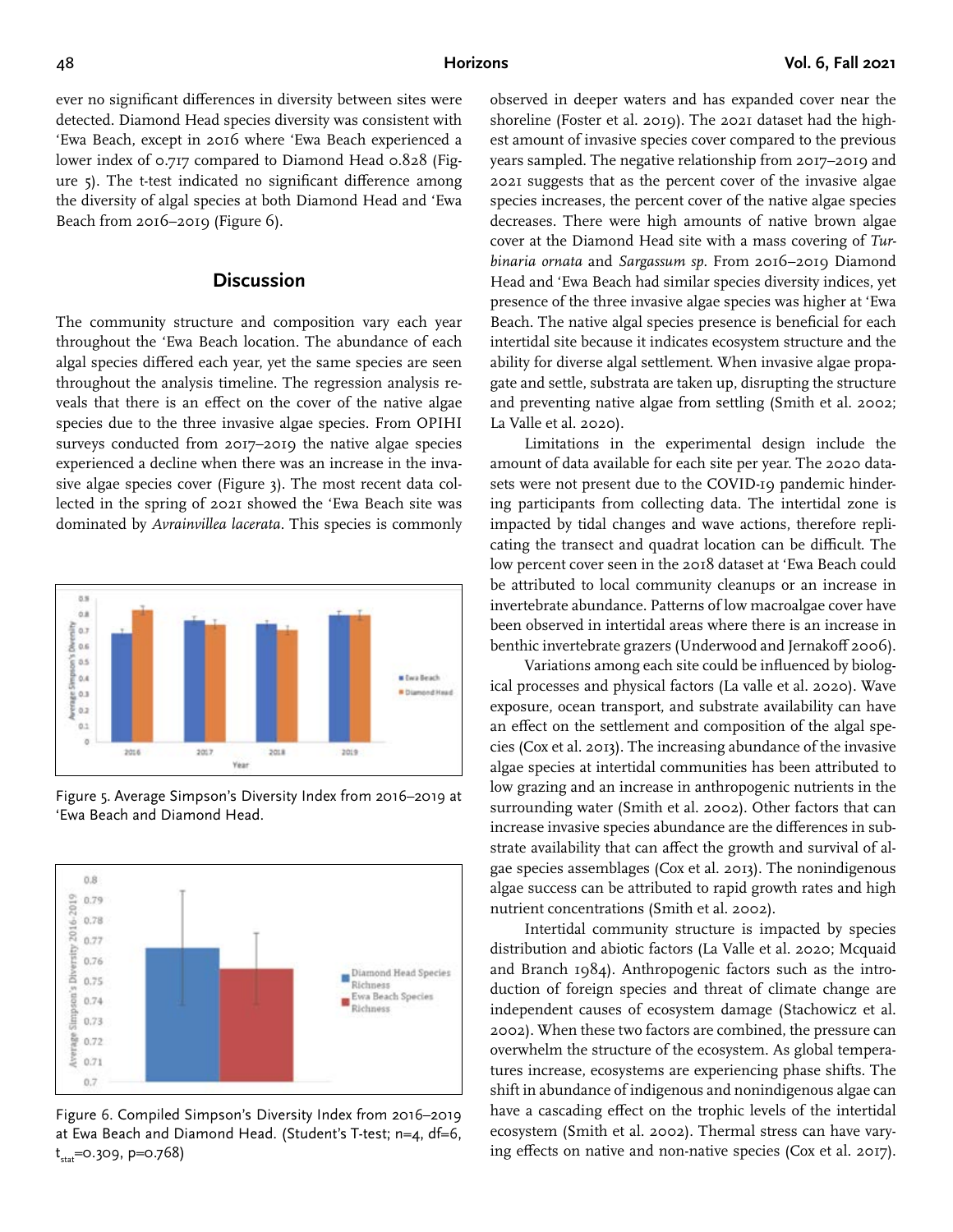ever no significant differences in diversity between sites were detected. Diamond Head species diversity was consistent with ʻEwa Beach, except in 2016 where ʻEwa Beach experienced a lower index of 0.717 compared to Diamond Head 0.828 (Figure 5). The t-test indicated no significant difference among the diversity of algal species at both Diamond Head and ʻEwa Beach from 2016–2019 (Figure 6).

## Discussion

The community structure and composition vary each year throughout the ʻEwa Beach location. The abundance of each algal species differed each year, yet the same species are seen throughout the analysis timeline. The regression analysis reveals that there is an effect on the cover of the native algae species due to the three invasive algae species. From OPIHI surveys conducted from 2017–2019 the native algae species experienced a decline when there was an increase in the invasive algae species cover (Figure 3). The most recent data collected in the spring of 2021 showed the ʻEwa Beach site was dominated by *Avrainvillea lacerata*. This species is commonly

Figure 5. Average Simpson's Diversity Index from 2016–2019 at ʻEwa Beach and Diamond Head.

Figure 6. Compiled Simpson's Diversity Index from 2016–2019 at Ewa Beach and Diamond Head. (Student's T-test; n=4, df=6, $t_{stat}$=0.309, p=0.768)

observed in deeper waters and has expanded cover near the shoreline (Foster et al. 2019). The 2021 dataset had the highest amount of invasive species cover compared to the previous years sampled. The negative relationship from 2017–2019 and 2021 suggests that as the percent cover of the invasive algae species increases, the percent cover of the native algae species decreases. There were high amounts of native brown algae cover at the Diamond Head site with a mass covering of *Turbinaria ornata* and *Sargassum sp.* From 2016–2019 Diamond Head and ʻEwa Beach had similar species diversity indices, yet presence of the three invasive algae species was higher at ʻEwa Beach. The native algal species presence is beneficial for each intertidal site because it indicates ecosystem structure and the ability for diverse algal settlement. When invasive algae propagate and settle, substrata are taken up, disrupting the structure and preventing native algae from settling (Smith et al. 2002; La Valle et al. 2020).

Limitations in the experimental design include the amount of data available for each site per year. The 2020 datasets were not present due to the COVID-19 pandemic hindering participants from collecting data. The intertidal zone is impacted by tidal changes and wave actions, therefore replicating the transect and quadrat location can be difficult. The low percent cover seen in the 2018 dataset at ʻEwa Beach could be attributed to local community cleanups or an increase in invertebrate abundance. Patterns of low macroalgae cover have been observed in intertidal areas where there is an increase in benthic invertebrate grazers (Underwood and Jernakoff 2006).

Variations among each site could be influenced by biological processes and physical factors (La valle et al. 2020). Wave exposure, ocean transport, and substrate availability can have an effect on the settlement and composition of the algal species (Cox et al. 2013). The increasing abundance of the invasive algae species at intertidal communities has been attributed to low grazing and an increase in anthropogenic nutrients in the surrounding water (Smith et al. 2002). Other factors that can increase invasive species abundance are the differences in substrate availability that can affect the growth and survival of algae species assemblages (Cox et al. 2013). The nonindigenous algae success can be attributed to rapid growth rates and high nutrient concentrations (Smith et al. 2002).

Intertidal community structure is impacted by species distribution and abiotic factors (La Valle et al. 2020; Mcquaid and Branch 1984). Anthropogenic factors such as the introduction of foreign species and threat of climate change are independent causes of ecosystem damage (Stachowicz et al. 2002). When these two factors are combined, the pressure can overwhelm the structure of the ecosystem. As global temperatures increase, ecosystems are experiencing phase shifts. The shift in abundance of indigenous and nonindigenous algae can have a cascading effect on the trophic levels of the intertidal ecosystem (Smith et al. 2002). Thermal stress can have varying effects on native and non-native species (Cox et al. 2017).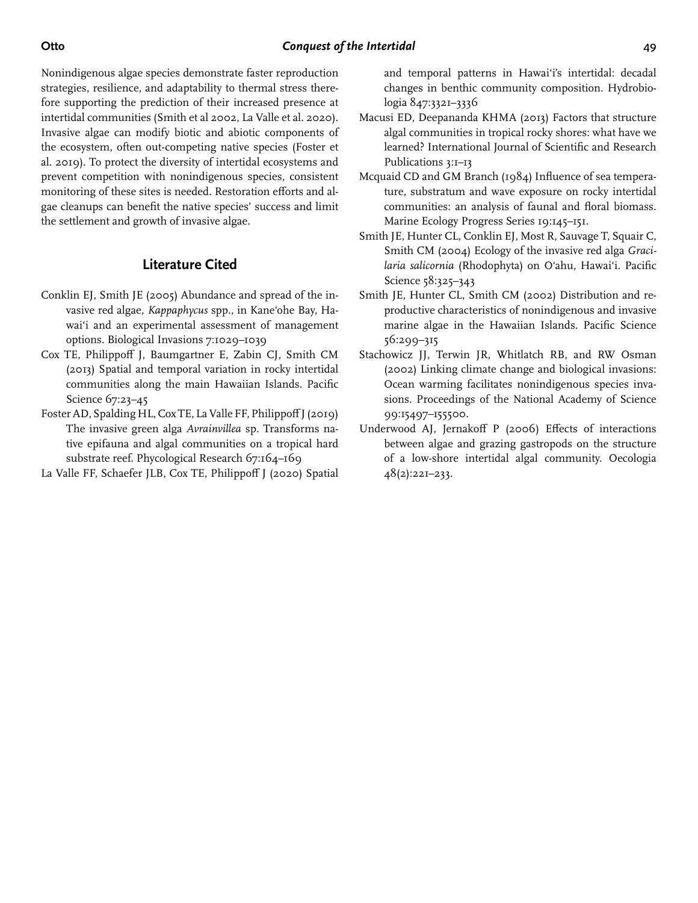Nonindigenous algae species demonstrate faster reproduction strategies, resilience, and adaptability to thermal stress therefore supporting the prediction of their increased presence at intertidal communities (Smith et al 2002, La Valle et al. 2020). Invasive algae can modify biotic and abiotic components of the ecosystem, often out-competing native species (Foster et al. 2019). To protect the diversity of intertidal ecosystems and prevent competition with nonindigenous species, consistent monitoring of these sites is needed. Restoration efforts and algae cleanups can benefit the native species' success and limit the settlement and growth of invasive algae.

## Literature Cited

Conklin EJ, Smith JE (2005) Abundance and spread of the invasive red algae, *Kappaphycus* spp., in Kane'ohe Bay, Hawai'i and an experimental assessment of management options. Biological Invasions 7:1029–1039

Cox TE, Philippoff J, Baumgartner E, Zabin CJ, Smith CM (2013) Spatial and temporal variation in rocky intertidal communities along the main Hawaiian Islands. Pacific Science 67:23–45

Foster AD, Spalding HL, Cox TE, La Valle FF, Philippoff J (2019) The invasive green alga *Avrainvillea* sp. Transforms native epifauna and algal communities on a tropical hard substrate reef. Phycological Research 67:164–169

La Valle FF, Schaefer JLB, Cox TE, Philippoff J (2020) Spatial and temporal patterns in Hawai'i's intertidal: decadal changes in benthic community composition. Hydrobiologia 847:3321–3336

Macusi ED, Deepananda KHMA (2013) Factors that structure algal communities in tropical rocky shores: what have we learned? International Journal of Scientific and Research Publications 3:1–13

Mcquaid CD and GM Branch (1984) Influence of sea temperature, substratum and wave exposure on rocky intertidal communities: an analysis of faunal and floral biomass. Marine Ecology Progress Series 19:145–151.

Smith JE, Hunter CL, Conklin EJ, Most R, Sauvage T, Squair C, Smith CM (2004) Ecology of the invasive red alga *Gracilaria salicornia* (Rhodophyta) on O'ahu, Hawai'i. Pacific Science 58:325–343

Smith JE, Hunter CL, Smith CM (2002) Distribution and reproductive characteristics of nonindigenous and invasive marine algae in the Hawaiian Islands. Pacific Science 56:299–315

Stachowicz JJ, Terwin JR, Whitlatch RB, and RW Osman (2002) Linking climate change and biological invasions: Ocean warming facilitates nonindigenous species invasions. Proceedings of the National Academy of Science 99:15497–155500.

Underwood AJ, Jernakoff P (2006) Effects of interactions between algae and grazing gastropods on the structure of a low-shore intertidal algal community. Oecologia 48(2):221–233.